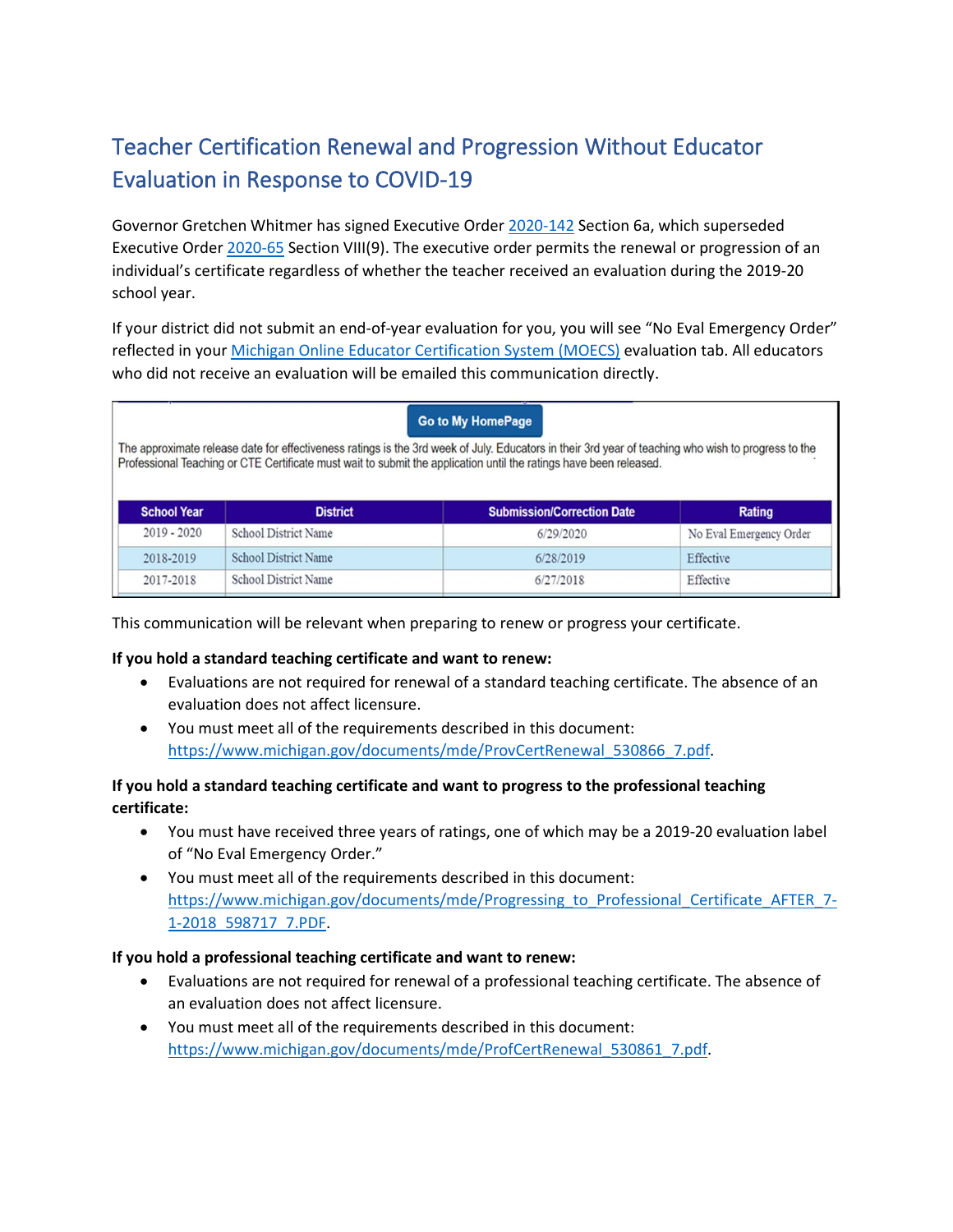# Teacher Certification Renewal and Progression Without Educator Evaluation in Response to COVID-19

Governor Gretchen Whitmer has signed Executive Order 2020-142 Section 6a, which superseded Executive Order 2020-65 Section VIII(9). The executive order permits the renewal or progression of an individual's certificate regardless of whether the teacher received an evaluation during the 2019-20 school year.

If your district did not submit an end-of-year evaluation for you, you will see "No Eval Emergency Order" reflected in your Michigan Online Educator Certification System (MOECS) evaluation tab. All educators who did not receive an evaluation will be emailed this communication directly.

Go to My HomePage

The approximate release date for effectiveness ratings is the 3rd week of July. Educators in their 3rd year of teaching who wish to progress to the Professional Teaching or CTE Certificate must wait to submit the application until the ratings have been released.

| School Year | District | Submission/Correction Date | Rating |
|---|---|---|---|
| 2019 - 2020 | School District Name | 6/29/2020 | No Eval Emergency Order |
| 2018-2019 | School District Name | 6/28/2019 | Effective |
| 2017-2018 | School District Name | 6/27/2018 | Effective |

This communication will be relevant when preparing to renew or progress your certificate.

**If you hold a standard teaching certificate and want to renew:**

- Evaluations are not required for renewal of a standard teaching certificate. The absence of an evaluation does not affect licensure.
- You must meet all of the requirements described in this document: https://www.michigan.gov/documents/mde/ProvCertRenewal_530866_7.pdf.

**If you hold a standard teaching certificate and want to progress to the professional teaching certificate:**

- You must have received three years of ratings, one of which may be a 2019-20 evaluation label of "No Eval Emergency Order."
- You must meet all of the requirements described in this document: https://www.michigan.gov/documents/mde/Progressing_to_Professional_Certificate_AFTER_7-1-2018_598717_7.PDF.

**If you hold a professional teaching certificate and want to renew:**

- Evaluations are not required for renewal of a professional teaching certificate. The absence of an evaluation does not affect licensure.
- You must meet all of the requirements described in this document: https://www.michigan.gov/documents/mde/ProfCertRenewal_530861_7.pdf.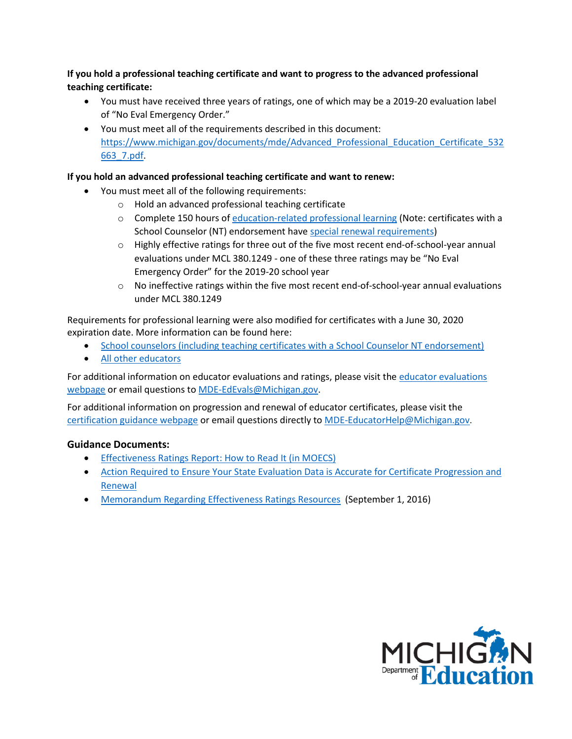**If you hold a professional teaching certificate and want to progress to the advanced professional teaching certificate:**

- You must have received three years of ratings, one of which may be a 2019-20 evaluation label of "No Eval Emergency Order."
- You must meet all of the requirements described in this document: https://www.michigan.gov/documents/mde/Advanced_Professional_Education_Certificate_532663_7.pdf.

**If you hold an advanced professional teaching certificate and want to renew:**

- You must meet all of the following requirements:
  - Hold an advanced professional teaching certificate
  - Complete 150 hours of education-related professional learning (Note: certificates with a School Counselor (NT) endorsement have special renewal requirements)
  - Highly effective ratings for three out of the five most recent end-of-school-year annual evaluations under MCL 380.1249 - one of these three ratings may be "No Eval Emergency Order" for the 2019-20 school year
  - No ineffective ratings within the five most recent end-of-school-year annual evaluations under MCL 380.1249

Requirements for professional learning were also modified for certificates with a June 30, 2020 expiration date. More information can be found here:

- School counselors (including teaching certificates with a School Counselor NT endorsement)
- All other educators

For additional information on educator evaluations and ratings, please visit the educator evaluations webpage or email questions to MDE-EdEvals@Michigan.gov.

For additional information on progression and renewal of educator certificates, please visit the certification guidance webpage or email questions directly to MDE-EducatorHelp@Michigan.gov.

### Guidance Documents:

- Effectiveness Ratings Report: How to Read It (in MOECS)
- Action Required to Ensure Your State Evaluation Data is Accurate for Certificate Progression and Renewal
- Memorandum Regarding Effectiveness Ratings Resources (September 1, 2016)

MICHIGAN Department of Education